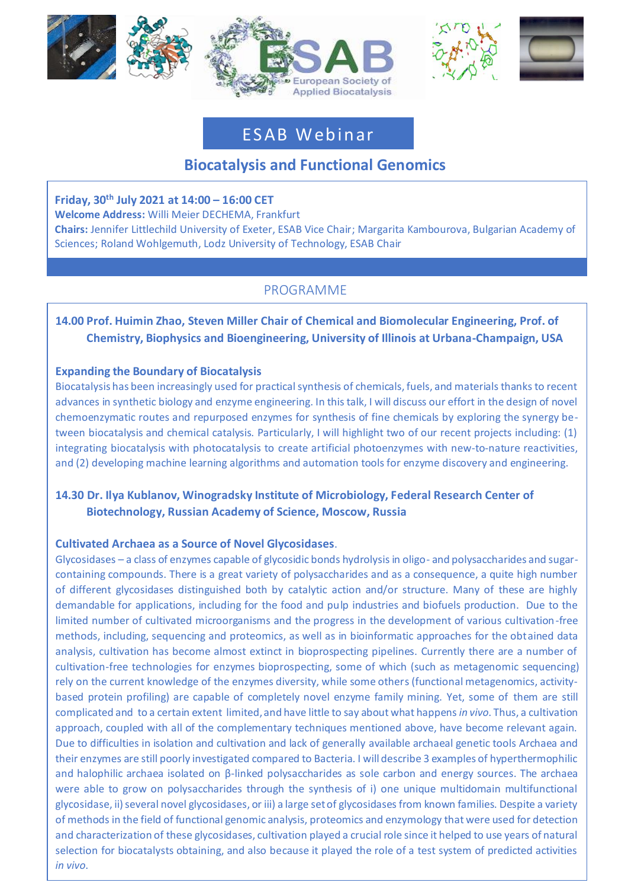# ESAB Webinar

## Biocatalysis and Functional Genomics

**Friday, 30th July 2021 at 14:00 – 16:00 CET**
**Welcome Address:** Willi Meier DECHEMA, Frankfurt
**Chairs:** Jennifer Littlechild University of Exeter, ESAB Vice Chair; Margarita Kambourova, Bulgarian Academy of Sciences; Roland Wohlgemuth, Lodz University of Technology, ESAB Chair

## PROGRAMME

**14.00 Prof. Huimin Zhao, Steven Miller Chair of Chemical and Biomolecular Engineering, Prof. of Chemistry, Biophysics and Bioengineering, University of Illinois at Urbana-Champaign, USA**

**Expanding the Boundary of Biocatalysis**

Biocatalysis has been increasingly used for practical synthesis of chemicals, fuels, and materials thanks to recent advances in synthetic biology and enzyme engineering. In this talk, I will discuss our effort in the design of novel chemoenzymatic routes and repurposed enzymes for synthesis of fine chemicals by exploring the synergy between biocatalysis and chemical catalysis. Particularly, I will highlight two of our recent projects including: (1) integrating biocatalysis with photocatalysis to create artificial photoenzymes with new-to-nature reactivities, and (2) developing machine learning algorithms and automation tools for enzyme discovery and engineering.

**14.30 Dr. Ilya Kublanov, Winogradsky Institute of Microbiology, Federal Research Center of Biotechnology, Russian Academy of Science, Moscow, Russia**

**Cultivated Archaea as a Source of Novel Glycosidases**.

Glycosidases – a class of enzymes capable of glycosidic bonds hydrolysis in oligo- and polysaccharides and sugar-containing compounds. There is a great variety of polysaccharides and as a consequence, a quite high number of different glycosidases distinguished both by catalytic action and/or structure. Many of these are highly demandable for applications, including for the food and pulp industries and biofuels production. Due to the limited number of cultivated microorganisms and the progress in the development of various cultivation-free methods, including, sequencing and proteomics, as well as in bioinformatic approaches for the obtained data analysis, cultivation has become almost extinct in bioprospecting pipelines. Currently there are a number of cultivation-free technologies for enzymes bioprospecting, some of which (such as metagenomic sequencing) rely on the current knowledge of the enzymes diversity, while some others (functional metagenomics, activity-based protein profiling) are capable of completely novel enzyme family mining. Yet, some of them are still complicated and to a certain extent limited, and have little to say about what happens *in vivo*. Thus, a cultivation approach, coupled with all of the complementary techniques mentioned above, have become relevant again. Due to difficulties in isolation and cultivation and lack of generally available archaeal genetic tools Archaea and their enzymes are still poorly investigated compared to Bacteria. I will describe 3 examples of hyperthermophilic and halophilic archaea isolated on β-linked polysaccharides as sole carbon and energy sources. The archaea were able to grow on polysaccharides through the synthesis of i) one unique multidomain multifunctional glycosidase, ii) several novel glycosidases, or iii) a large set of glycosidases from known families. Despite a variety of methods in the field of functional genomic analysis, proteomics and enzymology that were used for detection and characterization of these glycosidases, cultivation played a crucial role since it helped to use years of natural selection for biocatalysts obtaining, and also because it played the role of a test system of predicted activities *in vivo*.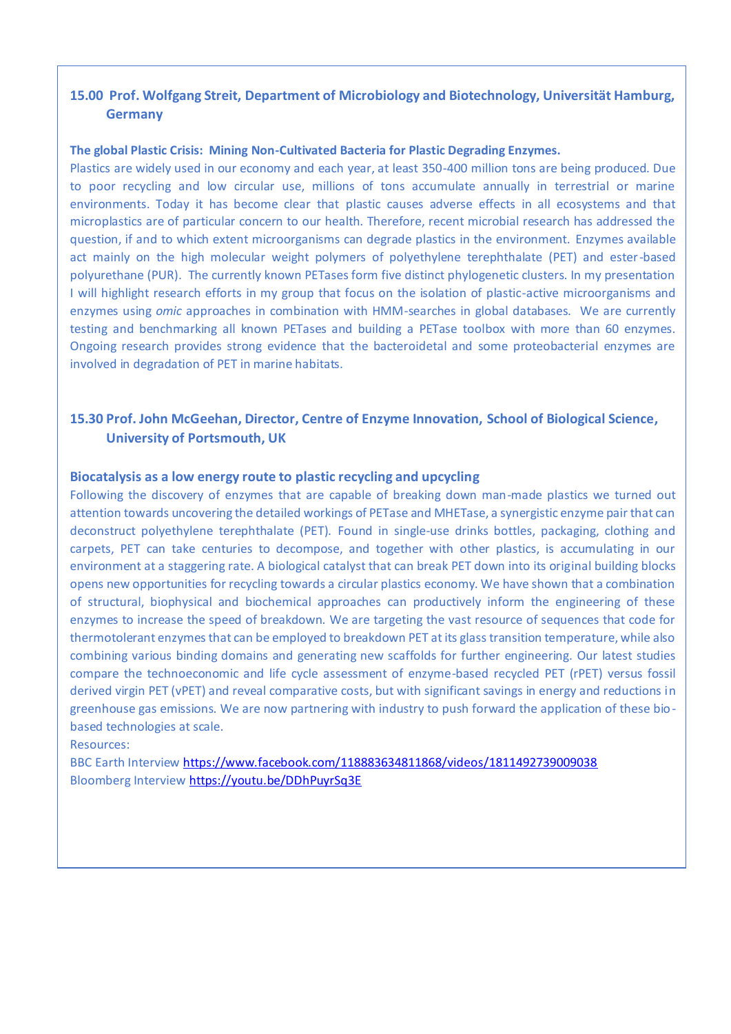### 15.00 Prof. Wolfgang Streit, Department of Microbiology and Biotechnology, Universität Hamburg, Germany

**The global Plastic Crisis: Mining Non-Cultivated Bacteria for Plastic Degrading Enzymes.**

Plastics are widely used in our economy and each year, at least 350-400 million tons are being produced. Due to poor recycling and low circular use, millions of tons accumulate annually in terrestrial or marine environments. Today it has become clear that plastic causes adverse effects in all ecosystems and that microplastics are of particular concern to our health. Therefore, recent microbial research has addressed the question, if and to which extent microorganisms can degrade plastics in the environment. Enzymes available act mainly on the high molecular weight polymers of polyethylene terephthalate (PET) and ester-based polyurethane (PUR). The currently known PETases form five distinct phylogenetic clusters. In my presentation I will highlight research efforts in my group that focus on the isolation of plastic-active microorganisms and enzymes using *omic* approaches in combination with HMM-searches in global databases. We are currently testing and benchmarking all known PETases and building a PETase toolbox with more than 60 enzymes. Ongoing research provides strong evidence that the bacteroidetal and some proteobacterial enzymes are involved in degradation of PET in marine habitats.

### 15.30 Prof. John McGeehan, Director, Centre of Enzyme Innovation, School of Biological Science, University of Portsmouth, UK

**Biocatalysis as a low energy route to plastic recycling and upcycling**

Following the discovery of enzymes that are capable of breaking down man-made plastics we turned out attention towards uncovering the detailed workings of PETase and MHETase, a synergistic enzyme pair that can deconstruct polyethylene terephthalate (PET). Found in single-use drinks bottles, packaging, clothing and carpets, PET can take centuries to decompose, and together with other plastics, is accumulating in our environment at a staggering rate. A biological catalyst that can break PET down into its original building blocks opens new opportunities for recycling towards a circular plastics economy. We have shown that a combination of structural, biophysical and biochemical approaches can productively inform the engineering of these enzymes to increase the speed of breakdown. We are targeting the vast resource of sequences that code for thermotolerant enzymes that can be employed to breakdown PET at its glass transition temperature, while also combining various binding domains and generating new scaffolds for further engineering. Our latest studies compare the technoeconomic and life cycle assessment of enzyme-based recycled PET (rPET) versus fossil derived virgin PET (vPET) and reveal comparative costs, but with significant savings in energy and reductions in greenhouse gas emissions. We are now partnering with industry to push forward the application of these bio-based technologies at scale.

Resources:

BBC Earth Interview https://www.facebook.com/118883634811868/videos/1811492739009038

Bloomberg Interview https://youtu.be/DDhPuyrSq3E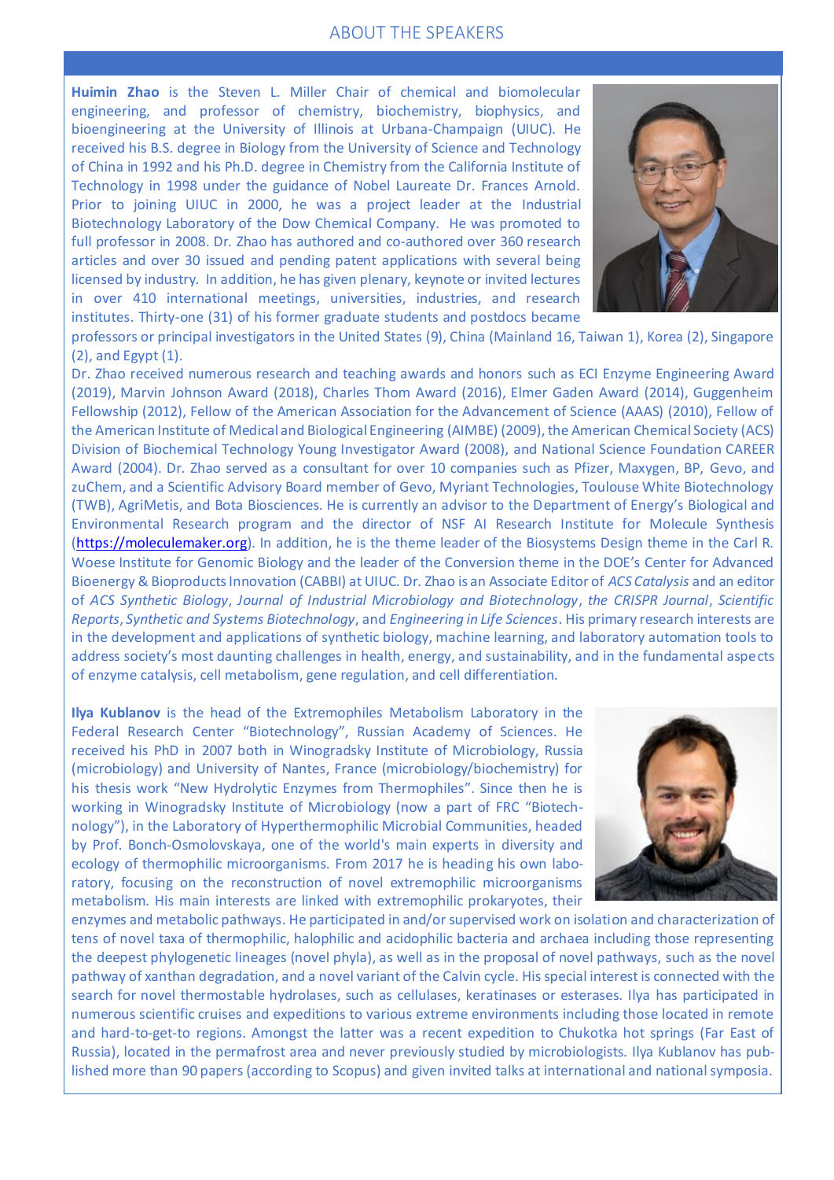## ABOUT THE SPEAKERS

**Huimin Zhao** is the Steven L. Miller Chair of chemical and biomolecular engineering, and professor of chemistry, biochemistry, biophysics, and bioengineering at the University of Illinois at Urbana-Champaign (UIUC). He received his B.S. degree in Biology from the University of Science and Technology of China in 1992 and his Ph.D. degree in Chemistry from the California Institute of Technology in 1998 under the guidance of Nobel Laureate Dr. Frances Arnold. Prior to joining UIUC in 2000, he was a project leader at the Industrial Biotechnology Laboratory of the Dow Chemical Company. He was promoted to full professor in 2008. Dr. Zhao has authored and co-authored over 360 research articles and over 30 issued and pending patent applications with several being licensed by industry. In addition, he has given plenary, keynote or invited lectures in over 410 international meetings, universities, industries, and research institutes. Thirty-one (31) of his former graduate students and postdocs became professors or principal investigators in the United States (9), China (Mainland 16, Taiwan 1), Korea (2), Singapore (2), and Egypt (1).

Dr. Zhao received numerous research and teaching awards and honors such as ECI Enzyme Engineering Award (2019), Marvin Johnson Award (2018), Charles Thom Award (2016), Elmer Gaden Award (2014), Guggenheim Fellowship (2012), Fellow of the American Association for the Advancement of Science (AAAS) (2010), Fellow of the American Institute of Medical and Biological Engineering (AIMBE) (2009), the American Chemical Society (ACS) Division of Biochemical Technology Young Investigator Award (2008), and National Science Foundation CAREER Award (2004). Dr. Zhao served as a consultant for over 10 companies such as Pfizer, Maxygen, BP, Gevo, and zuChem, and a Scientific Advisory Board member of Gevo, Myriant Technologies, Toulouse White Biotechnology (TWB), AgriMetis, and Bota Biosciences. He is currently an advisor to the Department of Energy's Biological and Environmental Research program and the director of NSF AI Research Institute for Molecule Synthesis (https://moleculemaker.org). In addition, he is the theme leader of the Biosystems Design theme in the Carl R. Woese Institute for Genomic Biology and the leader of the Conversion theme in the DOE's Center for Advanced Bioenergy & Bioproducts Innovation (CABBI) at UIUC. Dr. Zhao is an Associate Editor of *ACS Catalysis* and an editor of *ACS Synthetic Biology*, *Journal of Industrial Microbiology and Biotechnology*, *the CRISPR Journal*, *Scientific Reports*, *Synthetic and Systems Biotechnology*, and *Engineering in Life Sciences*. His primary research interests are in the development and applications of synthetic biology, machine learning, and laboratory automation tools to address society's most daunting challenges in health, energy, and sustainability, and in the fundamental aspects of enzyme catalysis, cell metabolism, gene regulation, and cell differentiation.

**Ilya Kublanov** is the head of the Extremophiles Metabolism Laboratory in the Federal Research Center "Biotechnology", Russian Academy of Sciences. He received his PhD in 2007 both in Winogradsky Institute of Microbiology, Russia (microbiology) and University of Nantes, France (microbiology/biochemistry) for his thesis work "New Hydrolytic Enzymes from Thermophiles". Since then he is working in Winogradsky Institute of Microbiology (now a part of FRC "Biotechnology"), in the Laboratory of Hyperthermophilic Microbial Communities, headed by Prof. Bonch-Osmolovskaya, one of the world's main experts in diversity and ecology of thermophilic microorganisms. From 2017 he is heading his own laboratory, focusing on the reconstruction of novel extremophilic microorganisms metabolism. His main interests are linked with extremophilic prokaryotes, their enzymes and metabolic pathways. He participated in and/or supervised work on isolation and characterization of tens of novel taxa of thermophilic, halophilic and acidophilic bacteria and archaea including those representing the deepest phylogenetic lineages (novel phyla), as well as in the proposal of novel pathways, such as the novel pathway of xanthan degradation, and a novel variant of the Calvin cycle. His special interest is connected with the search for novel thermostable hydrolases, such as cellulases, keratinases or esterases. Ilya has participated in numerous scientific cruises and expeditions to various extreme environments including those located in remote and hard-to-get-to regions. Amongst the latter was a recent expedition to Chukotka hot springs (Far East of Russia), located in the permafrost area and never previously studied by microbiologists. Ilya Kublanov has published more than 90 papers (according to Scopus) and given invited talks at international and national symposia.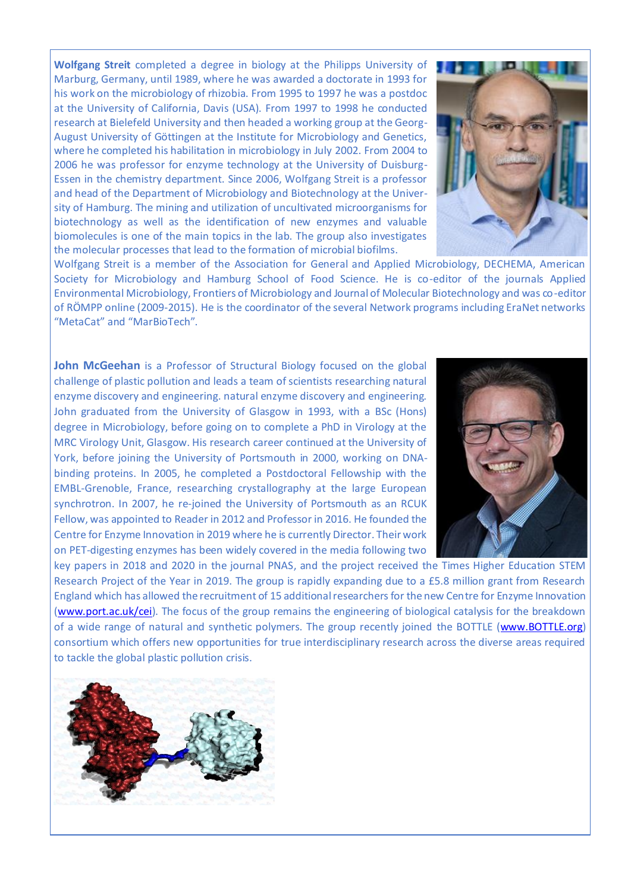**Wolfgang Streit** completed a degree in biology at the Philipps University of Marburg, Germany, until 1989, where he was awarded a doctorate in 1993 for his work on the microbiology of rhizobia. From 1995 to 1997 he was a postdoc at the University of California, Davis (USA). From 1997 to 1998 he conducted research at Bielefeld University and then headed a working group at the Georg-August University of Göttingen at the Institute for Microbiology and Genetics, where he completed his habilitation in microbiology in July 2002. From 2004 to 2006 he was professor for enzyme technology at the University of Duisburg-Essen in the chemistry department. Since 2006, Wolfgang Streit is a professor and head of the Department of Microbiology and Biotechnology at the University of Hamburg. The mining and utilization of uncultivated microorganisms for biotechnology as well as the identification of new enzymes and valuable biomolecules is one of the main topics in the lab. The group also investigates the molecular processes that lead to the formation of microbial biofilms.
Wolfgang Streit is a member of the Association for General and Applied Microbiology, DECHEMA, American Society for Microbiology and Hamburg School of Food Science. He is co-editor of the journals Applied Environmental Microbiology, Frontiers of Microbiology and Journal of Molecular Biotechnology and was co-editor of RÖMPP online (2009-2015). He is the coordinator of the several Network programs including EraNet networks "MetaCat" and "MarBioTech".

**John McGeehan** is a Professor of Structural Biology focused on the global challenge of plastic pollution and leads a team of scientists researching natural enzyme discovery and engineering. natural enzyme discovery and engineering. John graduated from the University of Glasgow in 1993, with a BSc (Hons) degree in Microbiology, before going on to complete a PhD in Virology at the MRC Virology Unit, Glasgow. His research career continued at the University of York, before joining the University of Portsmouth in 2000, working on DNA-binding proteins. In 2005, he completed a Postdoctoral Fellowship with the EMBL-Grenoble, France, researching crystallography at the large European synchrotron. In 2007, he re-joined the University of Portsmouth as an RCUK Fellow, was appointed to Reader in 2012 and Professor in 2016. He founded the Centre for Enzyme Innovation in 2019 where he is currently Director. Their work on PET-digesting enzymes has been widely covered in the media following two key papers in 2018 and 2020 in the journal PNAS, and the project received the Times Higher Education STEM Research Project of the Year in 2019. The group is rapidly expanding due to a £5.8 million grant from Research England which has allowed the recruitment of 15 additional researchers for the new Centre for Enzyme Innovation (www.port.ac.uk/cei). The focus of the group remains the engineering of biological catalysis for the breakdown of a wide range of natural and synthetic polymers. The group recently joined the BOTTLE (www.BOTTLE.org) consortium which offers new opportunities for true interdisciplinary research across the diverse areas required to tackle the global plastic pollution crisis.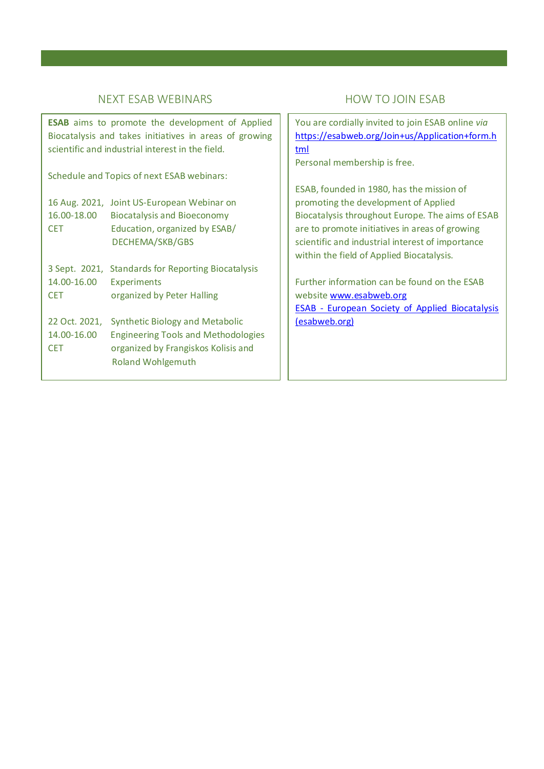## NEXT ESAB WEBINARS

**ESAB** aims to promote the development of Applied Biocatalysis and takes initiatives in areas of growing scientific and industrial interest in the field.

Schedule and Topics of next ESAB webinars:

| | |
|---|---|
| 16 Aug. 2021, 16.00-18.00 CET | Joint US-European Webinar on Biocatalysis and Bioeconomy Education, organized by ESAB/ DECHEMA/SKB/GBS |
| 3 Sept. 2021, 14.00-16.00 CET | Standards for Reporting Biocatalysis Experiments organized by Peter Halling |
| 22 Oct. 2021, 14.00-16.00 CET | Synthetic Biology and Metabolic Engineering Tools and Methodologies organized by Frangiskos Kolisis and Roland Wohlgemuth |

## HOW TO JOIN ESAB

You are cordially invited to join ESAB online *via* https://esabweb.org/Join+us/Application+form.html
Personal membership is free.

ESAB, founded in 1980, has the mission of promoting the development of Applied Biocatalysis throughout Europe. The aims of ESAB are to promote initiatives in areas of growing scientific and industrial interest of importance within the field of Applied Biocatalysis.

Further information can be found on the ESAB website www.esabweb.org
ESAB - European Society of Applied Biocatalysis (esabweb.org)